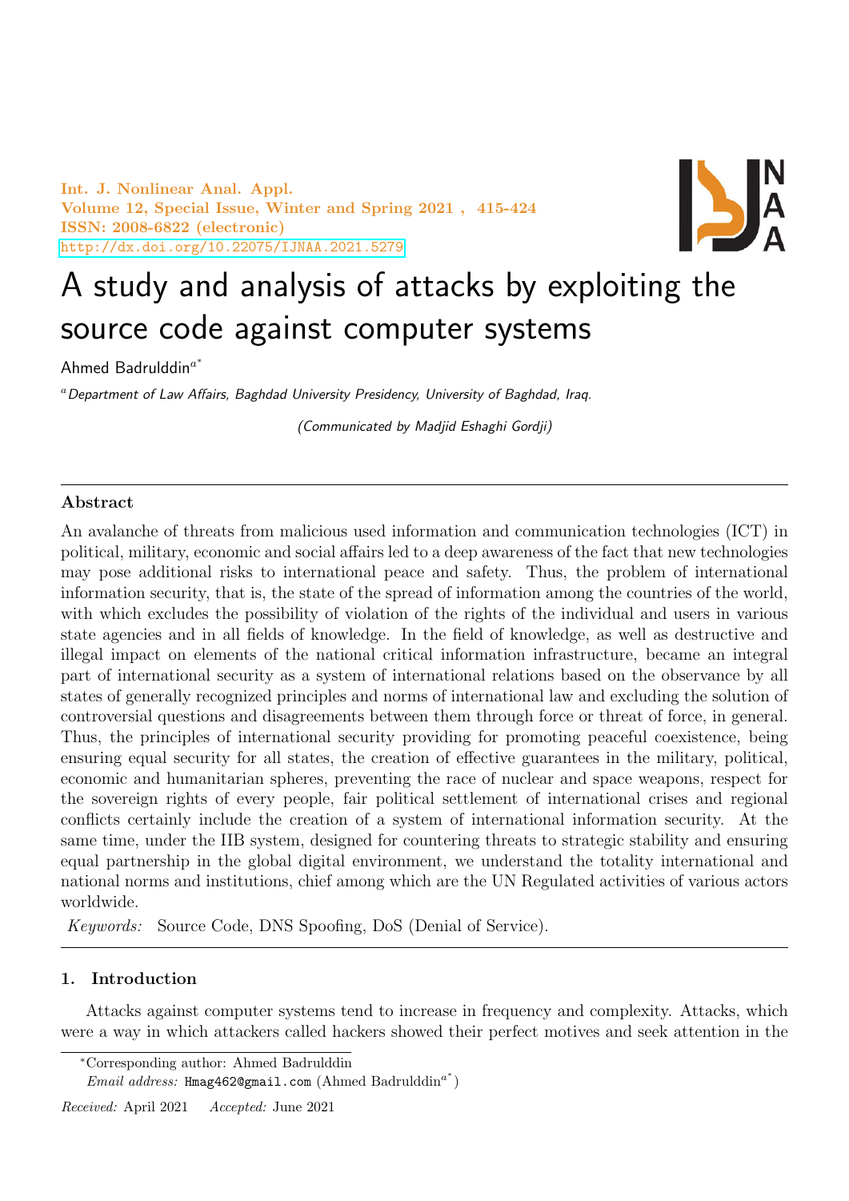Int. J. Nonlinear Anal. Appl.
Volume 12, Special Issue, Winter and Spring 2021 , 415-424
ISSN: 2008-6822 (electronic)
http://dx.doi.org/10.22075/IJNAA.2021.5279

# A study and analysis of attacks by exploiting the source code against computer systems

Ahmed Badrulddin[a*]

[a] *Department of Law Affairs, Baghdad University Presidency, University of Baghdad, Iraq.*

*(Communicated by Madjid Eshaghi Gordji)*

---

### Abstract

An avalanche of threats from malicious used information and communication technologies (ICT) in political, military, economic and social affairs led to a deep awareness of the fact that new technologies may pose additional risks to international peace and safety. Thus, the problem of international information security, that is, the state of the spread of information among the countries of the world, with which excludes the possibility of violation of the rights of the individual and users in various state agencies and in all fields of knowledge. In the field of knowledge, as well as destructive and illegal impact on elements of the national critical information infrastructure, became an integral part of international security as a system of international relations based on the observance by all states of generally recognized principles and norms of international law and excluding the solution of controversial questions and disagreements between them through force or threat of force, in general. Thus, the principles of international security providing for promoting peaceful coexistence, being ensuring equal security for all states, the creation of effective guarantees in the military, political, economic and humanitarian spheres, preventing the race of nuclear and space weapons, respect for the sovereign rights of every people, fair political settlement of international crises and regional conflicts certainly include the creation of a system of international information security. At the same time, under the IIB system, designed for countering threats to strategic stability and ensuring equal partnership in the global digital environment, we understand the totality international and national norms and institutions, chief among which are the UN Regulated activities of various actors worldwide.

*Keywords:* Source Code, DNS Spoofing, DoS (Denial of Service).

---

## 1. Introduction

Attacks against computer systems tend to increase in frequency and complexity. Attacks, which were a way in which attackers called hackers showed their perfect motives and seek attention in the

---

*Corresponding author: Ahmed Badrulddin
*Email address:* Hmag462@gmail.com (Ahmed Badrulddin[a*])

*Received:* April 2021 *Accepted:* June 2021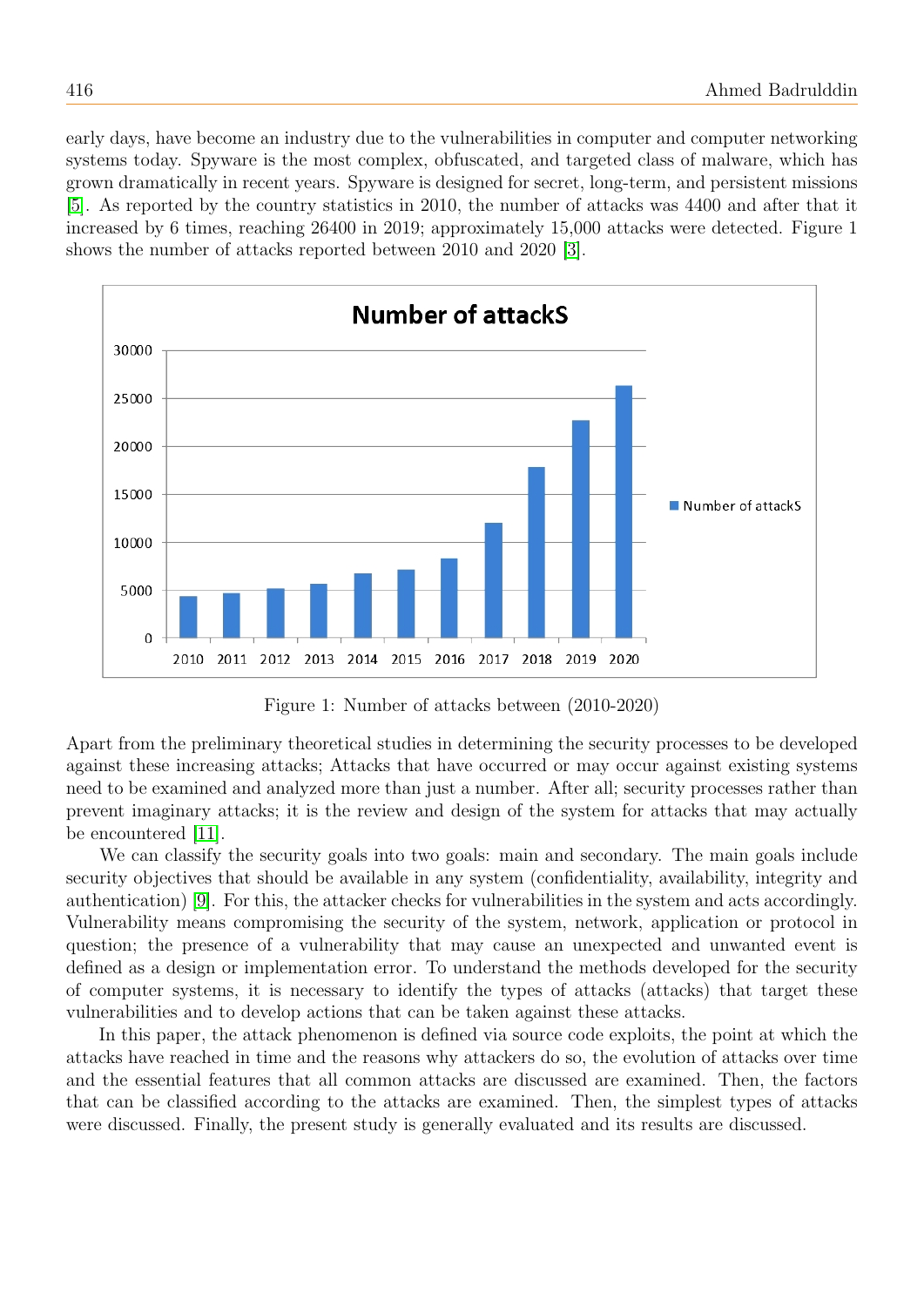early days, have become an industry due to the vulnerabilities in computer and computer networking systems today. Spyware is the most complex, obfuscated, and targeted class of malware, which has grown dramatically in recent years. Spyware is designed for secret, long-term, and persistent missions [5]. As reported by the country statistics in 2010, the number of attacks was 4400 and after that it increased by 6 times, reaching 26400 in 2019; approximately 15,000 attacks were detected. Figure 1 shows the number of attacks reported between 2010 and 2020 [3].

Figure 1: Number of attacks between (2010-2020)

Apart from the preliminary theoretical studies in determining the security processes to be developed against these increasing attacks; Attacks that have occurred or may occur against existing systems need to be examined and analyzed more than just a number. After all; security processes rather than prevent imaginary attacks; it is the review and design of the system for attacks that may actually be encountered [11].

We can classify the security goals into two goals: main and secondary. The main goals include security objectives that should be available in any system (confidentiality, availability, integrity and authentication) [9]. For this, the attacker checks for vulnerabilities in the system and acts accordingly. Vulnerability means compromising the security of the system, network, application or protocol in question; the presence of a vulnerability that may cause an unexpected and unwanted event is defined as a design or implementation error. To understand the methods developed for the security of computer systems, it is necessary to identify the types of attacks (attacks) that target these vulnerabilities and to develop actions that can be taken against these attacks.

In this paper, the attack phenomenon is defined via source code exploits, the point at which the attacks have reached in time and the reasons why attackers do so, the evolution of attacks over time and the essential features that all common attacks are discussed are examined. Then, the factors that can be classified according to the attacks are examined. Then, the simplest types of attacks were discussed. Finally, the present study is generally evaluated and its results are discussed.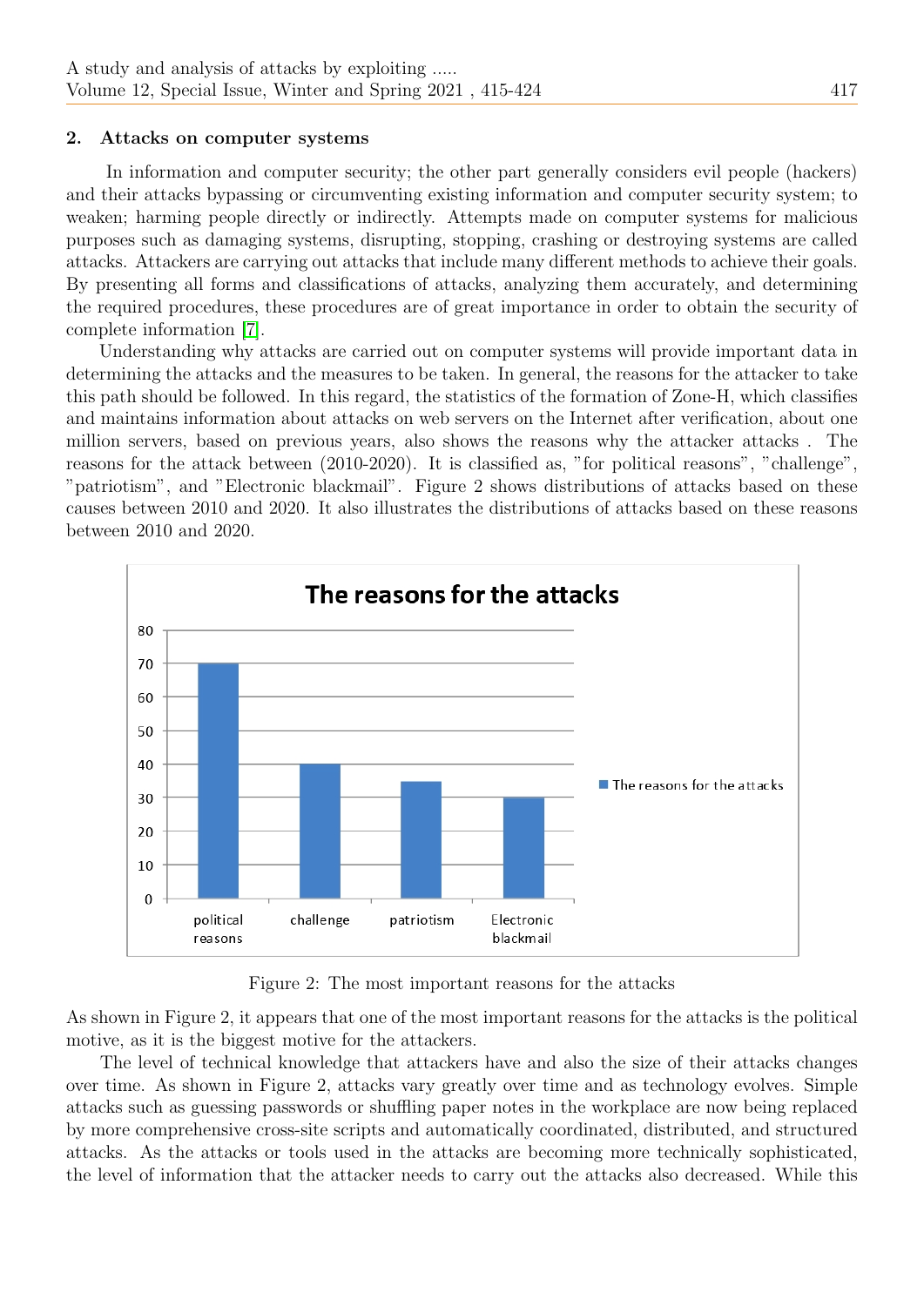## 2. Attacks on computer systems

In information and computer security; the other part generally considers evil people (hackers) and their attacks bypassing or circumventing existing information and computer security system; to weaken; harming people directly or indirectly. Attempts made on computer systems for malicious purposes such as damaging systems, disrupting, stopping, crashing or destroying systems are called attacks. Attackers are carrying out attacks that include many different methods to achieve their goals. By presenting all forms and classifications of attacks, analyzing them accurately, and determining the required procedures, these procedures are of great importance in order to obtain the security of complete information [7].

Understanding why attacks are carried out on computer systems will provide important data in determining the attacks and the measures to be taken. In general, the reasons for the attacker to take this path should be followed. In this regard, the statistics of the formation of Zone-H, which classifies and maintains information about attacks on web servers on the Internet after verification, about one million servers, based on previous years, also shows the reasons why the attacker attacks . The reasons for the attack between (2010-2020). It is classified as, "for political reasons", "challenge", "patriotism", and "Electronic blackmail". Figure 2 shows distributions of attacks based on these causes between 2010 and 2020. It also illustrates the distributions of attacks based on these reasons between 2010 and 2020.

Figure 2: The most important reasons for the attacks

As shown in Figure 2, it appears that one of the most important reasons for the attacks is the political motive, as it is the biggest motive for the attackers.

The level of technical knowledge that attackers have and also the size of their attacks changes over time. As shown in Figure 2, attacks vary greatly over time and as technology evolves. Simple attacks such as guessing passwords or shuffling paper notes in the workplace are now being replaced by more comprehensive cross-site scripts and automatically coordinated, distributed, and structured attacks. As the attacks or tools used in the attacks are becoming more technically sophisticated, the level of information that the attacker needs to carry out the attacks also decreased. While this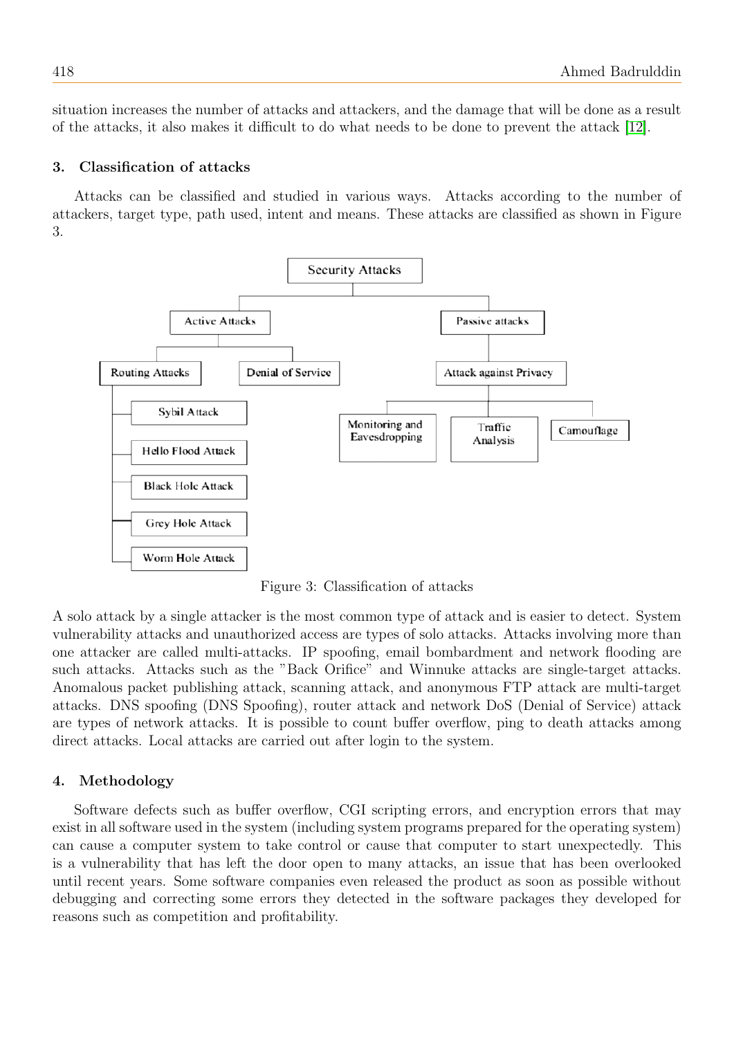situation increases the number of attacks and attackers, and the damage that will be done as a result of the attacks, it also makes it difficult to do what needs to be done to prevent the attack [12].

### 3. Classification of attacks

Attacks can be classified and studied in various ways. Attacks according to the number of attackers, target type, path used, intent and means. These attacks are classified as shown in Figure 3.

Figure 3: Classification of attacks

A solo attack by a single attacker is the most common type of attack and is easier to detect. System vulnerability attacks and unauthorized access are types of solo attacks. Attacks involving more than one attacker are called multi-attacks. IP spoofing, email bombardment and network flooding are such attacks. Attacks such as the "Back Orifice" and Winnuke attacks are single-target attacks. Anomalous packet publishing attack, scanning attack, and anonymous FTP attack are multi-target attacks. DNS spoofing (DNS Spoofing), router attack and network DoS (Denial of Service) attack are types of network attacks. It is possible to count buffer overflow, ping to death attacks among direct attacks. Local attacks are carried out after login to the system.

### 4. Methodology

Software defects such as buffer overflow, CGI scripting errors, and encryption errors that may exist in all software used in the system (including system programs prepared for the operating system) can cause a computer system to take control or cause that computer to start unexpectedly. This is a vulnerability that has left the door open to many attacks, an issue that has been overlooked until recent years. Some software companies even released the product as soon as possible without debugging and correcting some errors they detected in the software packages they developed for reasons such as competition and profitability.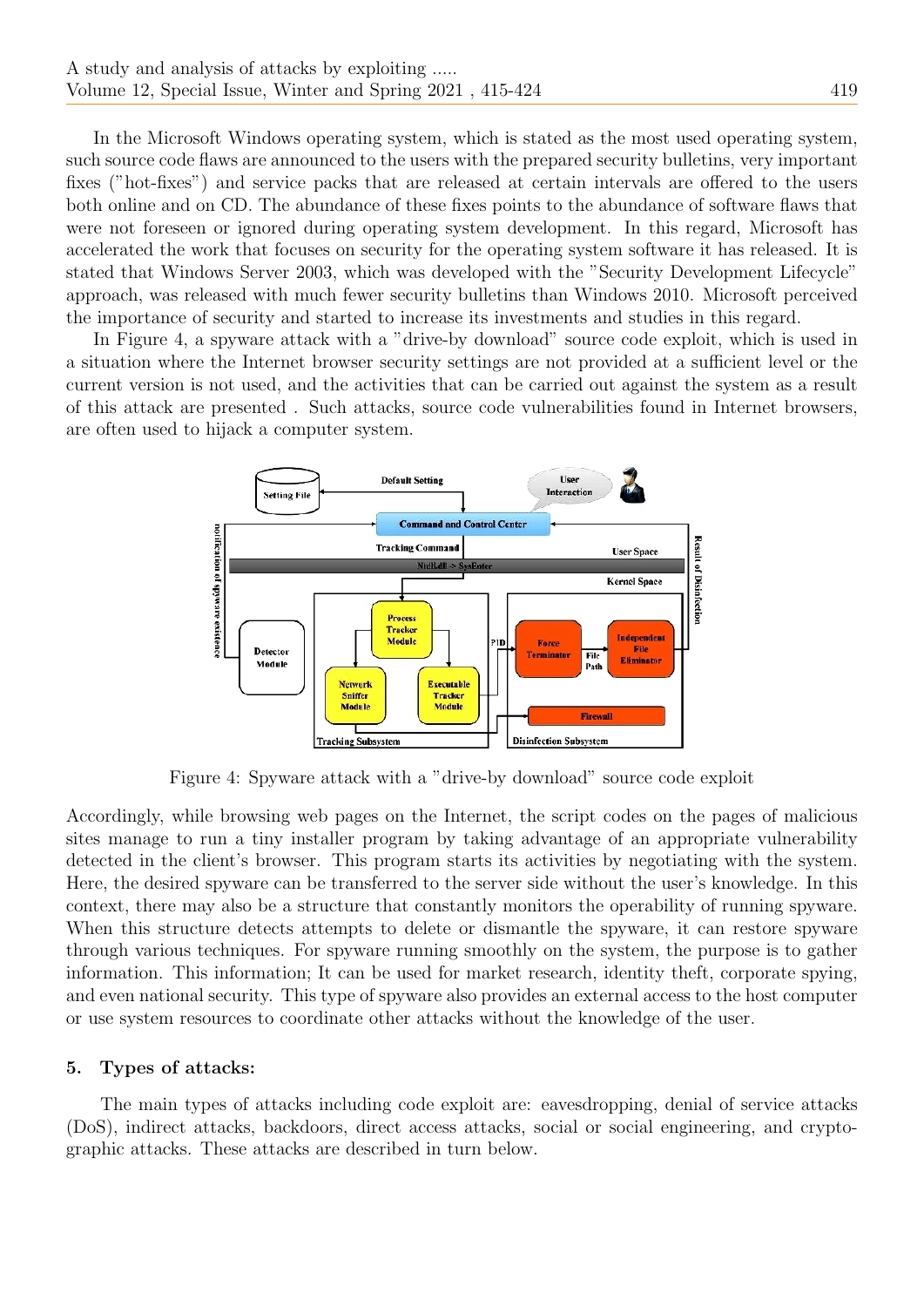In the Microsoft Windows operating system, which is stated as the most used operating system, such source code flaws are announced to the users with the prepared security bulletins, very important fixes ("hot-fixes") and service packs that are released at certain intervals are offered to the users both online and on CD. The abundance of these fixes points to the abundance of software flaws that were not foreseen or ignored during operating system development. In this regard, Microsoft has accelerated the work that focuses on security for the operating system software it has released. It is stated that Windows Server 2003, which was developed with the "Security Development Lifecycle" approach, was released with much fewer security bulletins than Windows 2010. Microsoft perceived the importance of security and started to increase its investments and studies in this regard.

In Figure 4, a spyware attack with a "drive-by download" source code exploit, which is used in a situation where the Internet browser security settings are not provided at a sufficient level or the current version is not used, and the activities that can be carried out against the system as a result of this attack are presented . Such attacks, source code vulnerabilities found in Internet browsers, are often used to hijack a computer system.

Figure 4: Spyware attack with a "drive-by download" source code exploit

Accordingly, while browsing web pages on the Internet, the script codes on the pages of malicious sites manage to run a tiny installer program by taking advantage of an appropriate vulnerability detected in the client's browser. This program starts its activities by negotiating with the system. Here, the desired spyware can be transferred to the server side without the user's knowledge. In this context, there may also be a structure that constantly monitors the operability of running spyware. When this structure detects attempts to delete or dismantle the spyware, it can restore spyware through various techniques. For spyware running smoothly on the system, the purpose is to gather information. This information; It can be used for market research, identity theft, corporate spying, and even national security. This type of spyware also provides an external access to the host computer or use system resources to coordinate other attacks without the knowledge of the user.

## 5. Types of attacks:

The main types of attacks including code exploit are: eavesdropping, denial of service attacks (DoS), indirect attacks, backdoors, direct access attacks, social or social engineering, and cryptographic attacks. These attacks are described in turn below.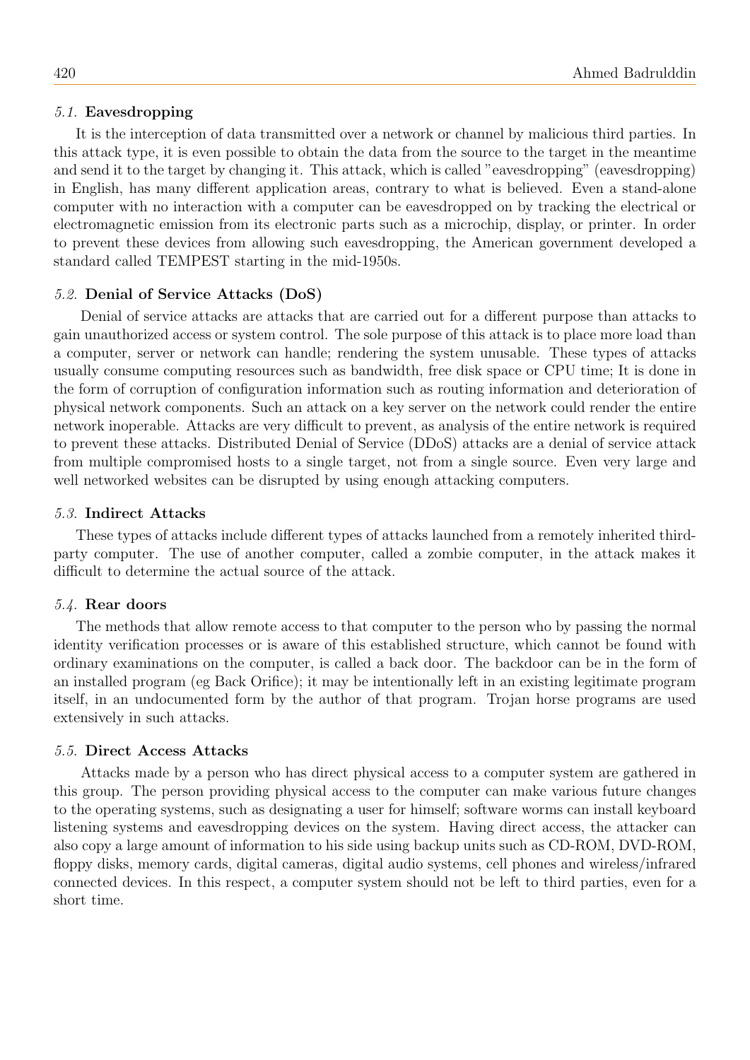### *5.1.* Eavesdropping

It is the interception of data transmitted over a network or channel by malicious third parties. In this attack type, it is even possible to obtain the data from the source to the target in the meantime and send it to the target by changing it. This attack, which is called "eavesdropping" (eavesdropping) in English, has many different application areas, contrary to what is believed. Even a stand-alone computer with no interaction with a computer can be eavesdropped on by tracking the electrical or electromagnetic emission from its electronic parts such as a microchip, display, or printer. In order to prevent these devices from allowing such eavesdropping, the American government developed a standard called TEMPEST starting in the mid-1950s.

### *5.2.* Denial of Service Attacks (DoS)

Denial of service attacks are attacks that are carried out for a different purpose than attacks to gain unauthorized access or system control. The sole purpose of this attack is to place more load than a computer, server or network can handle; rendering the system unusable. These types of attacks usually consume computing resources such as bandwidth, free disk space or CPU time; It is done in the form of corruption of configuration information such as routing information and deterioration of physical network components. Such an attack on a key server on the network could render the entire network inoperable. Attacks are very difficult to prevent, as analysis of the entire network is required to prevent these attacks. Distributed Denial of Service (DDoS) attacks are a denial of service attack from multiple compromised hosts to a single target, not from a single source. Even very large and well networked websites can be disrupted by using enough attacking computers.

### *5.3.* Indirect Attacks

These types of attacks include different types of attacks launched from a remotely inherited third-party computer. The use of another computer, called a zombie computer, in the attack makes it difficult to determine the actual source of the attack.

### *5.4.* Rear doors

The methods that allow remote access to that computer to the person who by passing the normal identity verification processes or is aware of this established structure, which cannot be found with ordinary examinations on the computer, is called a back door. The backdoor can be in the form of an installed program (eg Back Orifice); it may be intentionally left in an existing legitimate program itself, in an undocumented form by the author of that program. Trojan horse programs are used extensively in such attacks.

### *5.5.* Direct Access Attacks

Attacks made by a person who has direct physical access to a computer system are gathered in this group. The person providing physical access to the computer can make various future changes to the operating systems, such as designating a user for himself; software worms can install keyboard listening systems and eavesdropping devices on the system. Having direct access, the attacker can also copy a large amount of information to his side using backup units such as CD-ROM, DVD-ROM, floppy disks, memory cards, digital cameras, digital audio systems, cell phones and wireless/infrared connected devices. In this respect, a computer system should not be left to third parties, even for a short time.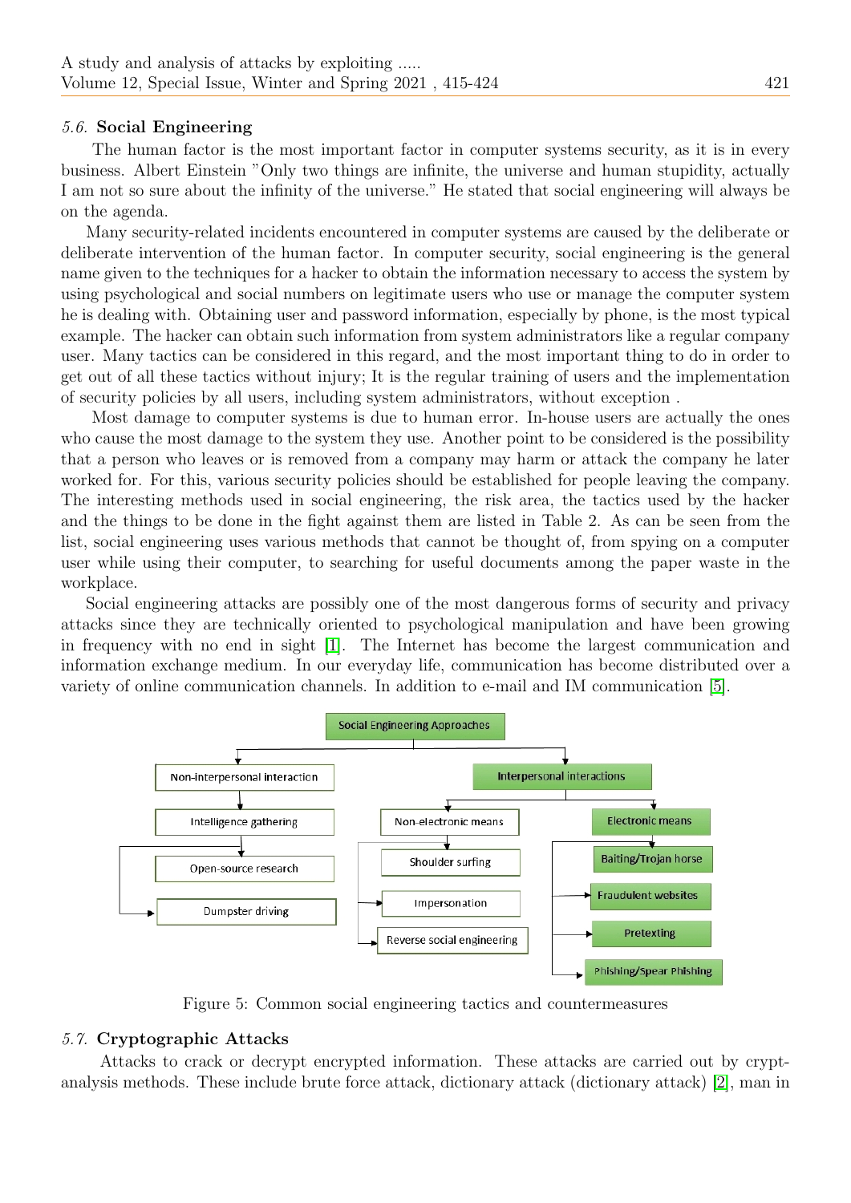### 5.6. Social Engineering

The human factor is the most important factor in computer systems security, as it is in every business. Albert Einstein "Only two things are infinite, the universe and human stupidity, actually I am not so sure about the infinity of the universe." He stated that social engineering will always be on the agenda.

Many security-related incidents encountered in computer systems are caused by the deliberate or deliberate intervention of the human factor. In computer security, social engineering is the general name given to the techniques for a hacker to obtain the information necessary to access the system by using psychological and social numbers on legitimate users who use or manage the computer system he is dealing with. Obtaining user and password information, especially by phone, is the most typical example. The hacker can obtain such information from system administrators like a regular company user. Many tactics can be considered in this regard, and the most important thing to do in order to get out of all these tactics without injury; It is the regular training of users and the implementation of security policies by all users, including system administrators, without exception .

Most damage to computer systems is due to human error. In-house users are actually the ones who cause the most damage to the system they use. Another point to be considered is the possibility that a person who leaves or is removed from a company may harm or attack the company he later worked for. For this, various security policies should be established for people leaving the company. The interesting methods used in social engineering, the risk area, the tactics used by the hacker and the things to be done in the fight against them are listed in Table 2. As can be seen from the list, social engineering uses various methods that cannot be thought of, from spying on a computer user while using their computer, to searching for useful documents among the paper waste in the workplace.

Social engineering attacks are possibly one of the most dangerous forms of security and privacy attacks since they are technically oriented to psychological manipulation and have been growing in frequency with no end in sight [1]. The Internet has become the largest communication and information exchange medium. In our everyday life, communication has become distributed over a variety of online communication channels. In addition to e-mail and IM communication [5].

- Social Engineering Approaches
  - Non-interpersonal interaction
    - Intelligence gathering
      - Open-source research
      - Dumpster driving
  - Interpersonal interactions
    - Non-electronic means
      - Shoulder surfing
      - Impersonation
      - Reverse social engineering
    - Electronic means
      - Baiting/Trojan horse
      - Fraudulent websites
      - Pretexting
      - Phishing/Spear Phishing

Figure 5: Common social engineering tactics and countermeasures

### 5.7. Cryptographic Attacks

Attacks to crack or decrypt encrypted information. These attacks are carried out by cryptanalysis methods. These include brute force attack, dictionary attack (dictionary attack) [2], man in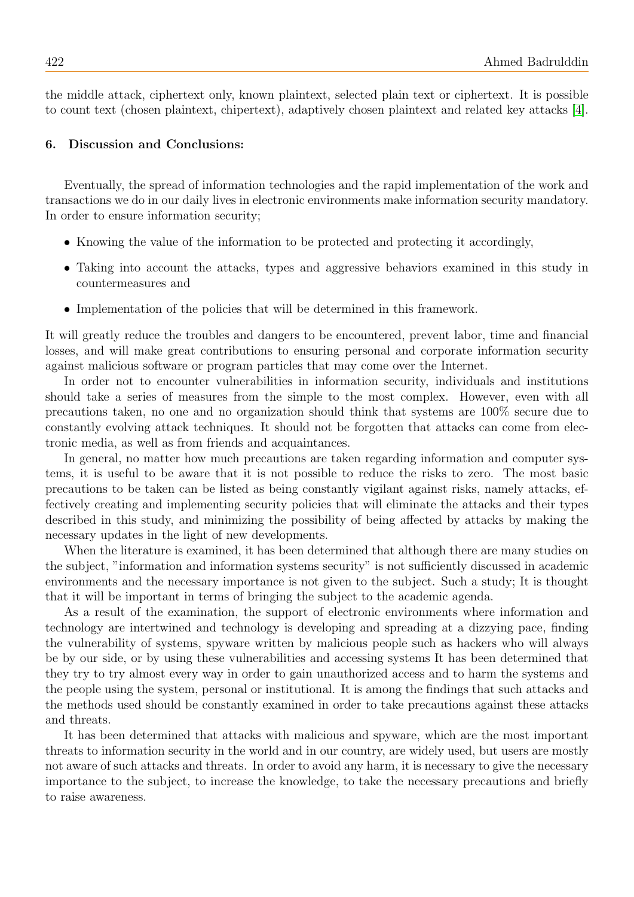the middle attack, ciphertext only, known plaintext, selected plain text or ciphertext. It is possible to count text (chosen plaintext, chipertext), adaptively chosen plaintext and related key attacks [4].

## 6. Discussion and Conclusions:

Eventually, the spread of information technologies and the rapid implementation of the work and transactions we do in our daily lives in electronic environments make information security mandatory. In order to ensure information security;

- Knowing the value of the information to be protected and protecting it accordingly,
- Taking into account the attacks, types and aggressive behaviors examined in this study in countermeasures and
- Implementation of the policies that will be determined in this framework.

It will greatly reduce the troubles and dangers to be encountered, prevent labor, time and financial losses, and will make great contributions to ensuring personal and corporate information security against malicious software or program particles that may come over the Internet.

In order not to encounter vulnerabilities in information security, individuals and institutions should take a series of measures from the simple to the most complex. However, even with all precautions taken, no one and no organization should think that systems are 100% secure due to constantly evolving attack techniques. It should not be forgotten that attacks can come from electronic media, as well as from friends and acquaintances.

In general, no matter how much precautions are taken regarding information and computer systems, it is useful to be aware that it is not possible to reduce the risks to zero. The most basic precautions to be taken can be listed as being constantly vigilant against risks, namely attacks, effectively creating and implementing security policies that will eliminate the attacks and their types described in this study, and minimizing the possibility of being affected by attacks by making the necessary updates in the light of new developments.

When the literature is examined, it has been determined that although there are many studies on the subject, "information and information systems security" is not sufficiently discussed in academic environments and the necessary importance is not given to the subject. Such a study; It is thought that it will be important in terms of bringing the subject to the academic agenda.

As a result of the examination, the support of electronic environments where information and technology are intertwined and technology is developing and spreading at a dizzying pace, finding the vulnerability of systems, spyware written by malicious people such as hackers who will always be by our side, or by using these vulnerabilities and accessing systems It has been determined that they try to try almost every way in order to gain unauthorized access and to harm the systems and the people using the system, personal or institutional. It is among the findings that such attacks and the methods used should be constantly examined in order to take precautions against these attacks and threats.

It has been determined that attacks with malicious and spyware, which are the most important threats to information security in the world and in our country, are widely used, but users are mostly not aware of such attacks and threats. In order to avoid any harm, it is necessary to give the necessary importance to the subject, to increase the knowledge, to take the necessary precautions and briefly to raise awareness.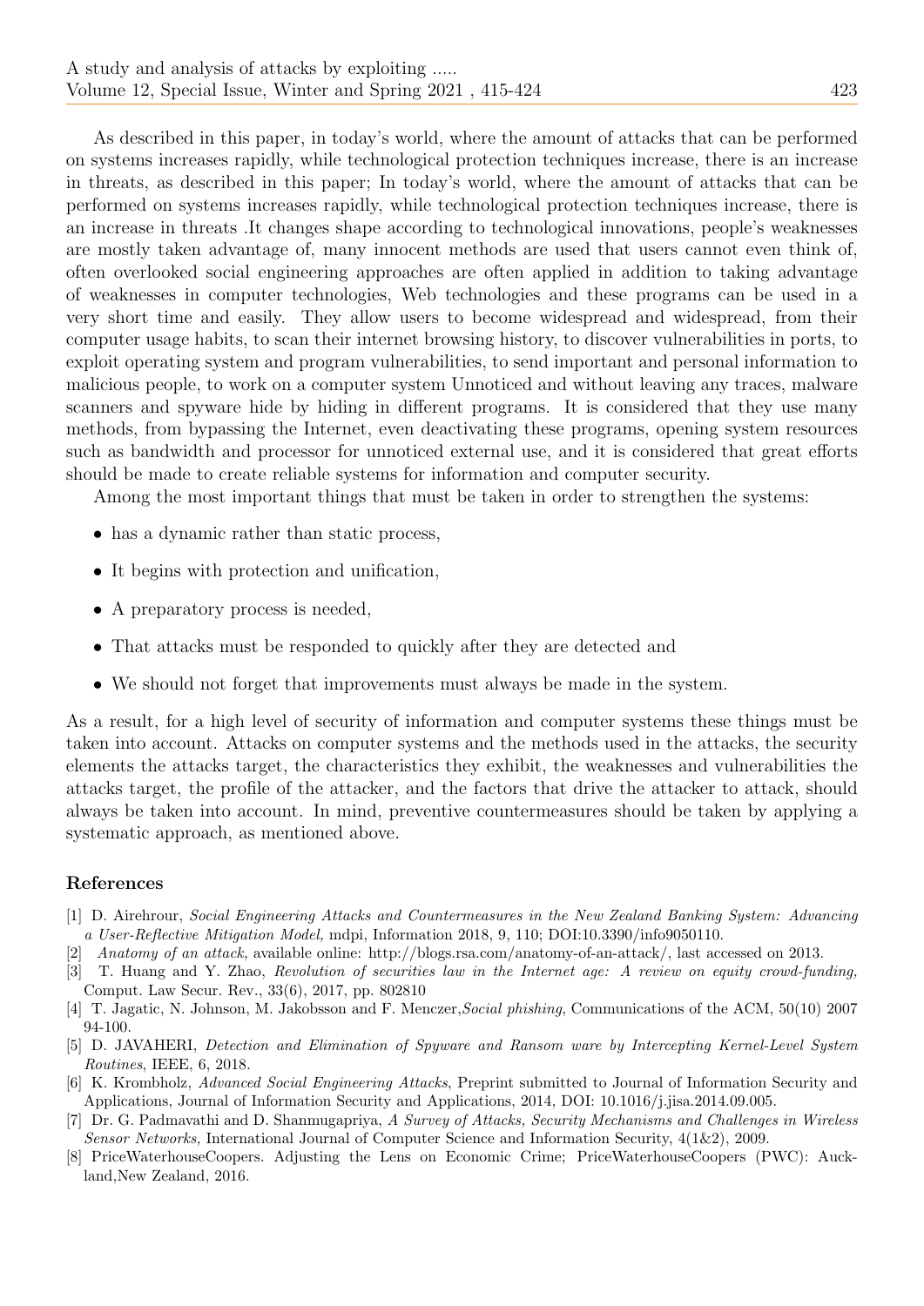As described in this paper, in today's world, where the amount of attacks that can be performed on systems increases rapidly, while technological protection techniques increase, there is an increase in threats, as described in this paper; In today's world, where the amount of attacks that can be performed on systems increases rapidly, while technological protection techniques increase, there is an increase in threats .It changes shape according to technological innovations, people's weaknesses are mostly taken advantage of, many innocent methods are used that users cannot even think of, often overlooked social engineering approaches are often applied in addition to taking advantage of weaknesses in computer technologies, Web technologies and these programs can be used in a very short time and easily. They allow users to become widespread and widespread, from their computer usage habits, to scan their internet browsing history, to discover vulnerabilities in ports, to exploit operating system and program vulnerabilities, to send important and personal information to malicious people, to work on a computer system Unnoticed and without leaving any traces, malware scanners and spyware hide by hiding in different programs. It is considered that they use many methods, from bypassing the Internet, even deactivating these programs, opening system resources such as bandwidth and processor for unnoticed external use, and it is considered that great efforts should be made to create reliable systems for information and computer security.

Among the most important things that must be taken in order to strengthen the systems:

- has a dynamic rather than static process,
- It begins with protection and unification,
- A preparatory process is needed,
- That attacks must be responded to quickly after they are detected and
- We should not forget that improvements must always be made in the system.

As a result, for a high level of security of information and computer systems these things must be taken into account. Attacks on computer systems and the methods used in the attacks, the security elements the attacks target, the characteristics they exhibit, the weaknesses and vulnerabilities the attacks target, the profile of the attacker, and the factors that drive the attacker to attack, should always be taken into account. In mind, preventive countermeasures should be taken by applying a systematic approach, as mentioned above.

## References

[1] D. Airehrour, *Social Engineering Attacks and Countermeasures in the New Zealand Banking System: Advancing a User-Reflective Mitigation Model,* mdpi, Information 2018, 9, 110; DOI:10.3390/info9050110.

[2] *Anatomy of an attack,* available online: http://blogs.rsa.com/anatomy-of-an-attack/, last accessed on 2013.

[3] T. Huang and Y. Zhao, *Revolution of securities law in the Internet age: A review on equity crowd-funding,* Comput. Law Secur. Rev., 33(6), 2017, pp. 802810

[4] T. Jagatic, N. Johnson, M. Jakobsson and F. Menczer,*Social phishing*, Communications of the ACM, 50(10) 2007 94-100.

[5] D. JAVAHERI, *Detection and Elimination of Spyware and Ransom ware by Intercepting Kernel-Level System Routines*, IEEE, 6, 2018.

[6] K. Krombholz, *Advanced Social Engineering Attacks*, Preprint submitted to Journal of Information Security and Applications, Journal of Information Security and Applications, 2014, DOI: 10.1016/j.jisa.2014.09.005.

[7] Dr. G. Padmavathi and D. Shanmugapriya, *A Survey of Attacks, Security Mechanisms and Challenges in Wireless Sensor Networks,* International Journal of Computer Science and Information Security, 4(1&2), 2009.

[8] PriceWaterhouseCoopers. Adjusting the Lens on Economic Crime; PriceWaterhouseCoopers (PWC): Auckland,New Zealand, 2016.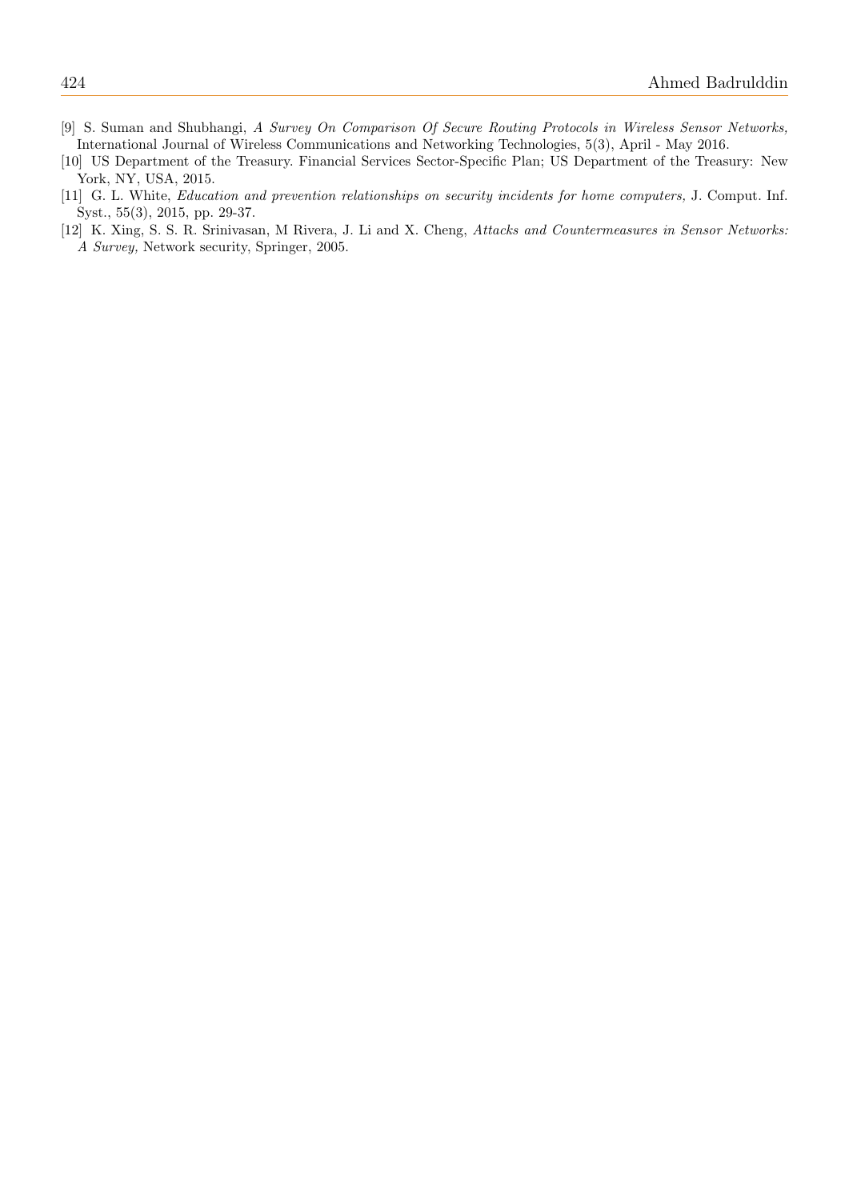[9] S. Suman and Shubhangi, *A Survey On Comparison Of Secure Routing Protocols in Wireless Sensor Networks,* International Journal of Wireless Communications and Networking Technologies, 5(3), April - May 2016.

[10] US Department of the Treasury. Financial Services Sector-Specific Plan; US Department of the Treasury: New York, NY, USA, 2015.

[11] G. L. White, *Education and prevention relationships on security incidents for home computers,* J. Comput. Inf. Syst., 55(3), 2015, pp. 29-37.

[12] K. Xing, S. S. R. Srinivasan, M Rivera, J. Li and X. Cheng, *Attacks and Countermeasures in Sensor Networks: A Survey,* Network security, Springer, 2005.